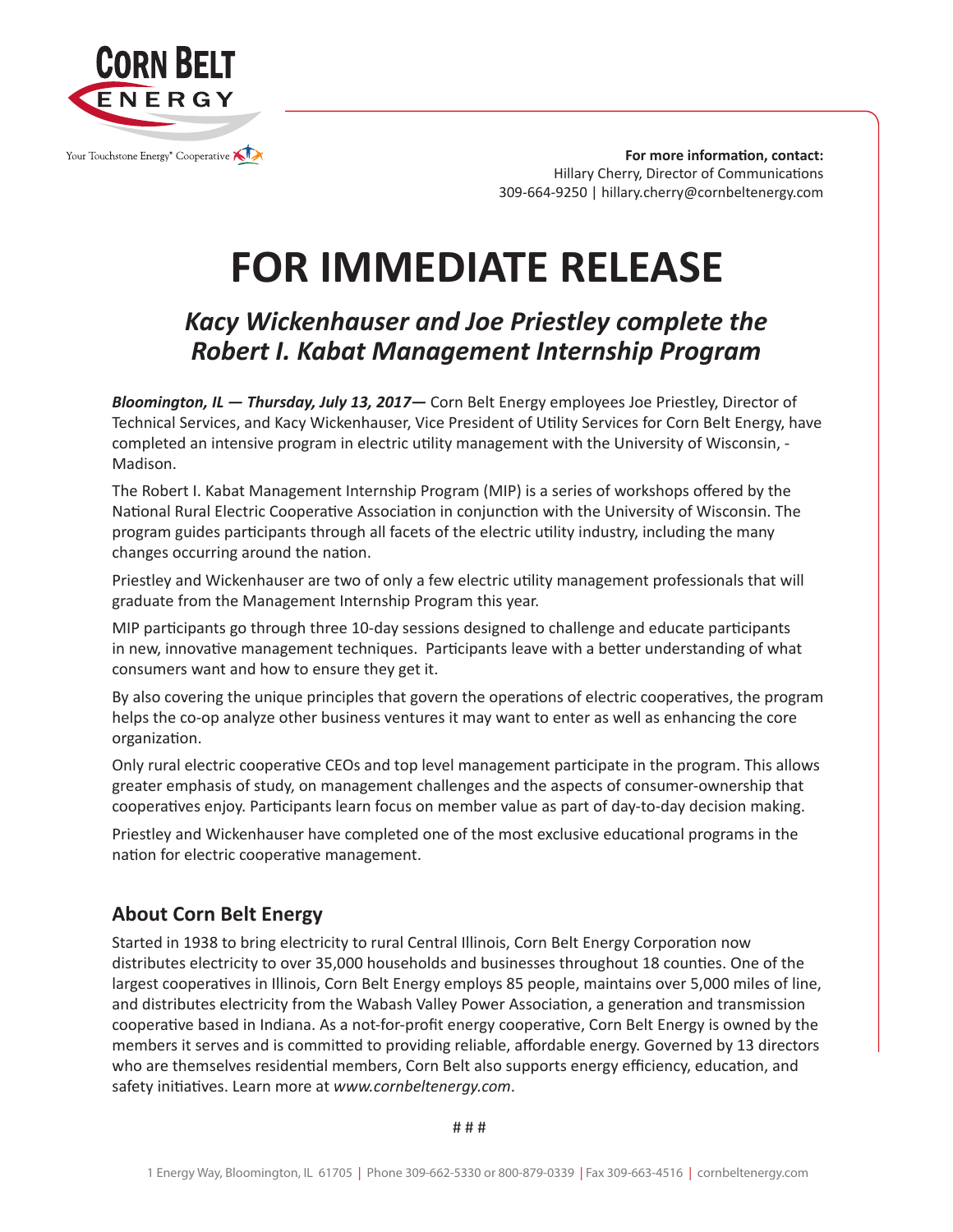CORN BELT ENERGY

Your Touchstone Energy® Cooperative

**For more information, contact:**
Hillary Cherry, Director of Communications
309-664-9250 | hillary.cherry@cornbeltenergy.com

# FOR IMMEDIATE RELEASE

## *Kacy Wickenhauser and Joe Priestley complete the Robert I. Kabat Management Internship Program*

***Bloomington, IL — Thursday, July 13, 2017—*** Corn Belt Energy employees Joe Priestley, Director of Technical Services, and Kacy Wickenhauser, Vice President of Utility Services for Corn Belt Energy, have completed an intensive program in electric utility management with the University of Wisconsin, - Madison.

The Robert I. Kabat Management Internship Program (MIP) is a series of workshops offered by the National Rural Electric Cooperative Association in conjunction with the University of Wisconsin. The program guides participants through all facets of the electric utility industry, including the many changes occurring around the nation.

Priestley and Wickenhauser are two of only a few electric utility management professionals that will graduate from the Management Internship Program this year.

MIP participants go through three 10-day sessions designed to challenge and educate participants in new, innovative management techniques. Participants leave with a better understanding of what consumers want and how to ensure they get it.

By also covering the unique principles that govern the operations of electric cooperatives, the program helps the co-op analyze other business ventures it may want to enter as well as enhancing the core organization.

Only rural electric cooperative CEOs and top level management participate in the program. This allows greater emphasis of study, on management challenges and the aspects of consumer-ownership that cooperatives enjoy. Participants learn focus on member value as part of day-to-day decision making.

Priestley and Wickenhauser have completed one of the most exclusive educational programs in the nation for electric cooperative management.

## About Corn Belt Energy

Started in 1938 to bring electricity to rural Central Illinois, Corn Belt Energy Corporation now distributes electricity to over 35,000 households and businesses throughout 18 counties. One of the largest cooperatives in Illinois, Corn Belt Energy employs 85 people, maintains over 5,000 miles of line, and distributes electricity from the Wabash Valley Power Association, a generation and transmission cooperative based in Indiana. As a not-for-profit energy cooperative, Corn Belt Energy is owned by the members it serves and is committed to providing reliable, affordable energy. Governed by 13 directors who are themselves residential members, Corn Belt also supports energy efficiency, education, and safety initiatives. Learn more at *www.cornbeltenergy.com*.

# # #

1 Energy Way, Bloomington, IL 61705 | Phone 309-662-5330 or 800-879-0339 | Fax 309-663-4516 | cornbeltenergy.com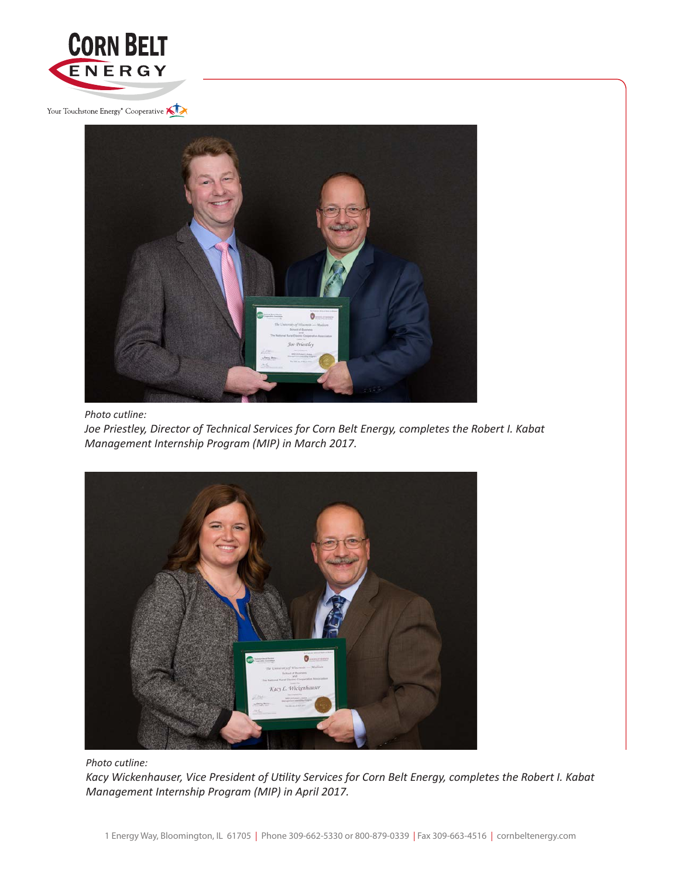*Photo cutline:*
*Joe Priestley, Director of Technical Services for Corn Belt Energy, completes the Robert I. Kabat Management Internship Program (MIP) in March 2017.*

*Photo cutline:*
*Kacy Wickenhauser, Vice President of Utility Services for Corn Belt Energy, completes the Robert I. Kabat Management Internship Program (MIP) in April 2017.*